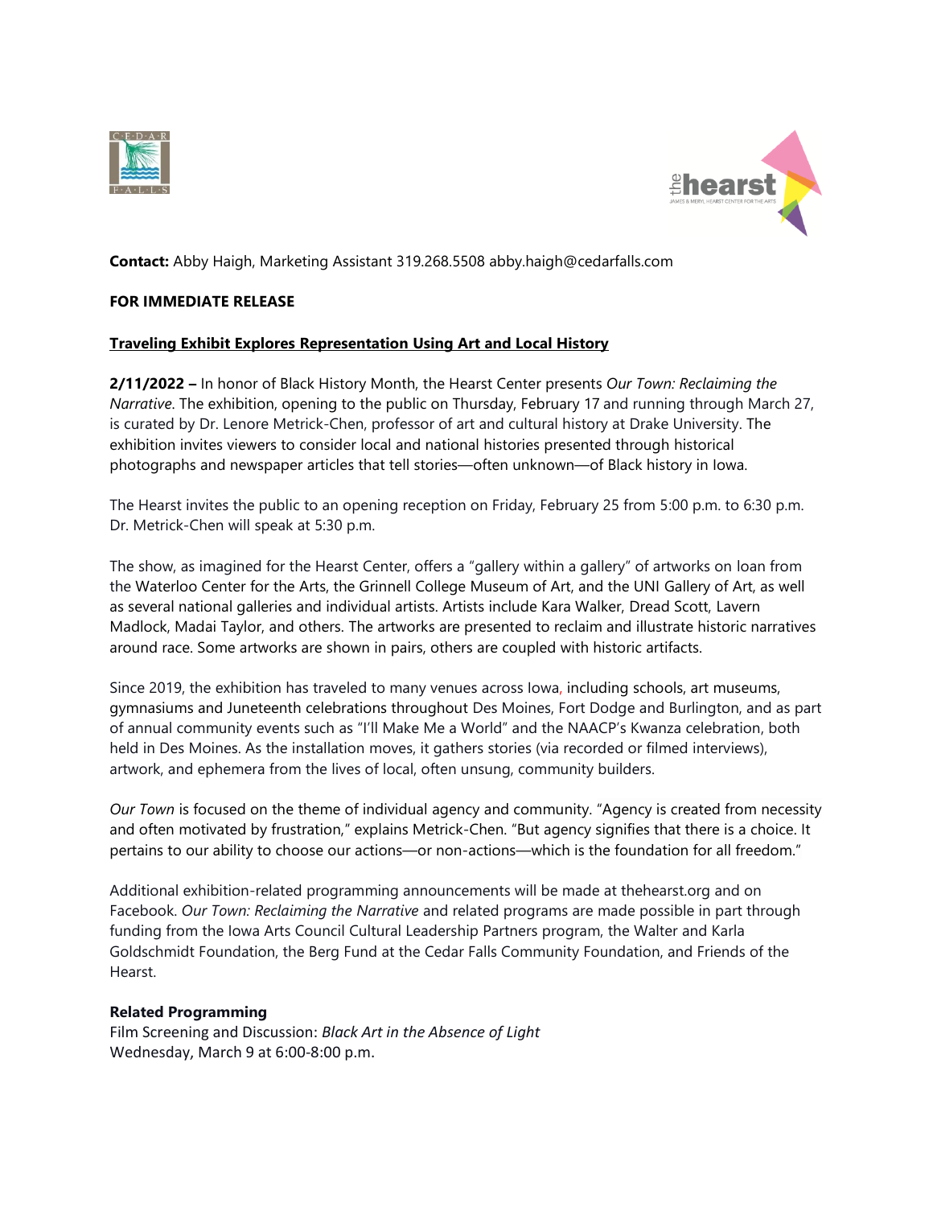**Contact:** Abby Haigh, Marketing Assistant 319.268.5508 abby.haigh@cedarfalls.com

**FOR IMMEDIATE RELEASE**

**Traveling Exhibit Explores Representation Using Art and Local History**

**2/11/2022 –** In honor of Black History Month, the Hearst Center presents *Our Town: Reclaiming the Narrative*. The exhibition, opening to the public on Thursday, February 17 and running through March 27, is curated by Dr. Lenore Metrick-Chen, professor of art and cultural history at Drake University. The exhibition invites viewers to consider local and national histories presented through historical photographs and newspaper articles that tell stories—often unknown—of Black history in Iowa.

The Hearst invites the public to an opening reception on Friday, February 25 from 5:00 p.m. to 6:30 p.m. Dr. Metrick-Chen will speak at 5:30 p.m.

The show, as imagined for the Hearst Center, offers a "gallery within a gallery" of artworks on loan from the Waterloo Center for the Arts, the Grinnell College Museum of Art, and the UNI Gallery of Art, as well as several national galleries and individual artists. Artists include Kara Walker, Dread Scott, Lavern Madlock, Madai Taylor, and others. The artworks are presented to reclaim and illustrate historic narratives around race. Some artworks are shown in pairs, others are coupled with historic artifacts.

Since 2019, the exhibition has traveled to many venues across Iowa, including schools, art museums, gymnasiums and Juneteenth celebrations throughout Des Moines, Fort Dodge and Burlington, and as part of annual community events such as "I'll Make Me a World" and the NAACP's Kwanza celebration, both held in Des Moines. As the installation moves, it gathers stories (via recorded or filmed interviews), artwork, and ephemera from the lives of local, often unsung, community builders.

*Our Town* is focused on the theme of individual agency and community. "Agency is created from necessity and often motivated by frustration," explains Metrick-Chen. "But agency signifies that there is a choice. It pertains to our ability to choose our actions—or non-actions—which is the foundation for all freedom."

Additional exhibition-related programming announcements will be made at thehearst.org and on Facebook. *Our Town: Reclaiming the Narrative* and related programs are made possible in part through funding from the Iowa Arts Council Cultural Leadership Partners program, the Walter and Karla Goldschmidt Foundation, the Berg Fund at the Cedar Falls Community Foundation, and Friends of the Hearst.

**Related Programming**

Film Screening and Discussion: *Black Art in the Absence of Light*
Wednesday, March 9 at 6:00-8:00 p.m.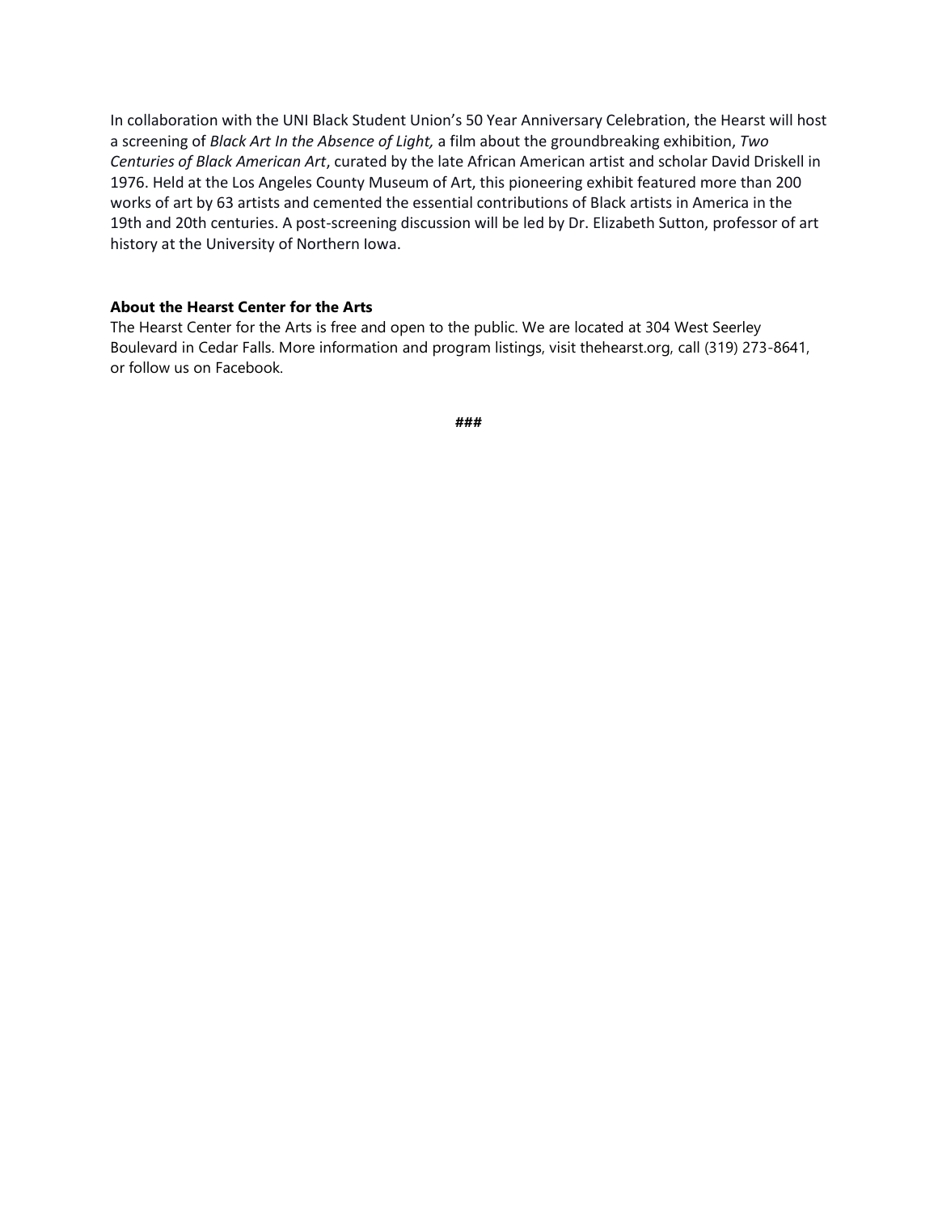In collaboration with the UNI Black Student Union's 50 Year Anniversary Celebration, the Hearst will host a screening of *Black Art In the Absence of Light,* a film about the groundbreaking exhibition, *Two Centuries of Black American Art*, curated by the late African American artist and scholar David Driskell in 1976. Held at the Los Angeles County Museum of Art, this pioneering exhibit featured more than 200 works of art by 63 artists and cemented the essential contributions of Black artists in America in the 19th and 20th centuries. A post-screening discussion will be led by Dr. Elizabeth Sutton, professor of art history at the University of Northern Iowa.

**About the Hearst Center for the Arts**

The Hearst Center for the Arts is free and open to the public. We are located at 304 West Seerley Boulevard in Cedar Falls. More information and program listings, visit thehearst.org, call (319) 273-8641, or follow us on Facebook.

**###**